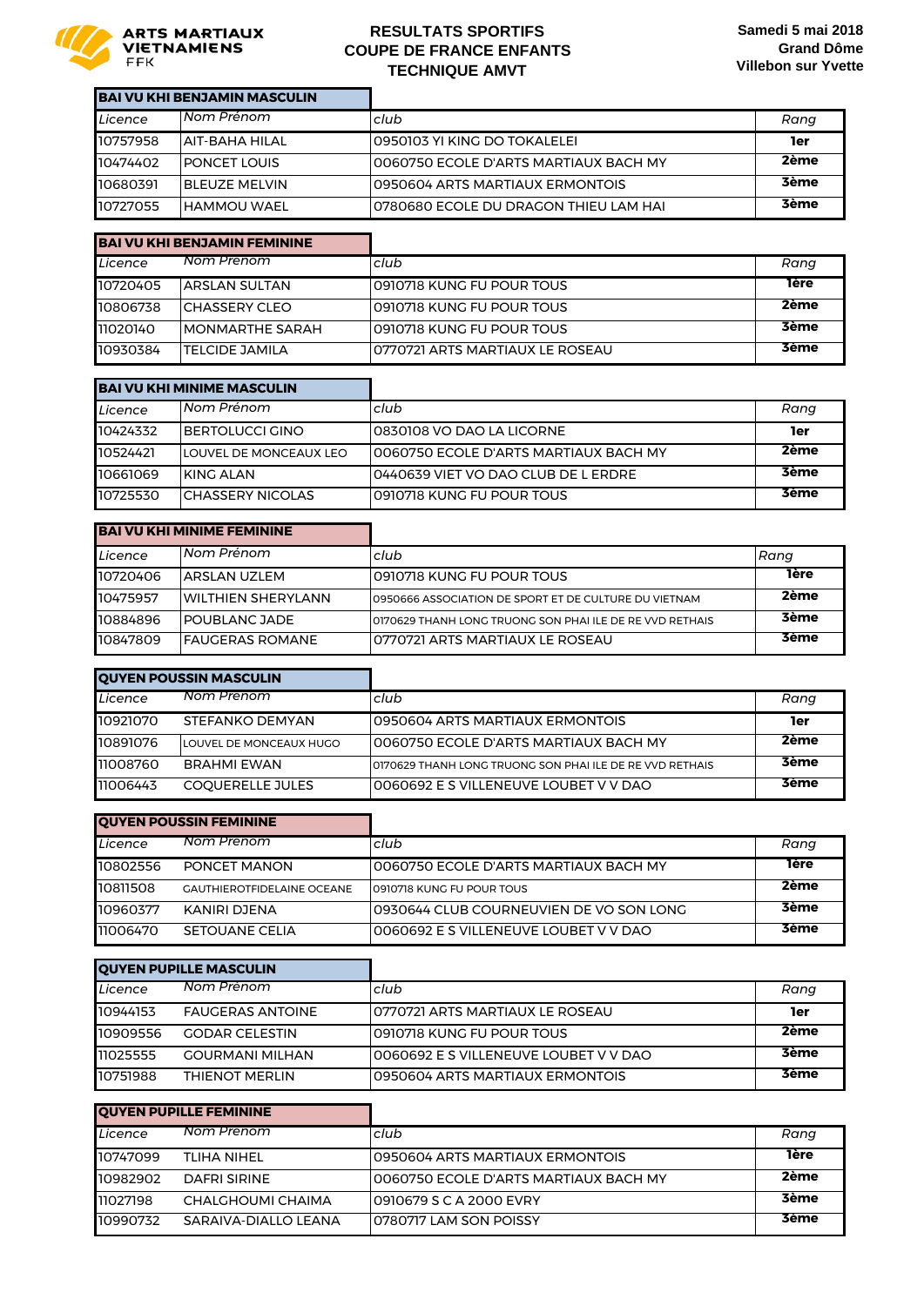ARTS MARTIAUX VIETNAMIENS FFK

# RESULTATS SPORTIFS COUPE DE FRANCE ENFANTS TECHNIQUE AMVT

**Samedi 5 mai 2018**
**Grand Dôme**
**Villebon sur Yvette**

## BAI VU KHI BENJAMIN MASCULIN

| Licence | Nom Prénom | club | Rang |
|---|---|---|---|
| 10757958 | AIT-BAHA HILAL | 0950103 YI KING DO TOKALELEI | 1er |
| 10474402 | PONCET LOUIS | 0060750 ECOLE D'ARTS MARTIAUX BACH MY | 2ème |
| 10680391 | BLEUZE MELVIN | 0950604 ARTS MARTIAUX ERMONTOIS | 3ème |
| 10727055 | HAMMOU WAEL | 0780680 ECOLE DU DRAGON THIEU LAM HAI | 3ème |

## BAI VU KHI BENJAMIN FEMININE

| Licence | Nom Prénom | club | Rang |
|---|---|---|---|
| 10720405 | ARSLAN SULTAN | 0910718 KUNG FU POUR TOUS | 1ère |
| 10806738 | CHASSERY CLEO | 0910718 KUNG FU POUR TOUS | 2ème |
| 11020140 | MONMARTHE SARAH | 0910718 KUNG FU POUR TOUS | 3ème |
| 10930384 | TELCIDE JAMILA | 0770721 ARTS MARTIAUX LE ROSEAU | 3ème |

## BAI VU KHI MINIME MASCULIN

| Licence | Nom Prénom | club | Rang |
|---|---|---|---|
| 10424332 | BERTOLUCCI GINO | 0830108 VO DAO LA LICORNE | 1er |
| 10524421 | LOUVEL DE MONCEAUX LEO | 0060750 ECOLE D'ARTS MARTIAUX BACH MY | 2ème |
| 10661069 | KING ALAN | 0440639 VIET VO DAO CLUB DE L ERDRE | 3ème |
| 10725530 | CHASSERY NICOLAS | 0910718 KUNG FU POUR TOUS | 3ème |

## BAI VU KHI MINIME FEMININE

| Licence | Nom Prénom | club | Rang |
|---|---|---|---|
| 10720406 | ARSLAN UZLEM | 0910718 KUNG FU POUR TOUS | 1ère |
| 10475957 | WILTHIEN SHERYLANN | 0950666 ASSOCIATION DE SPORT ET DE CULTURE DU VIETNAM | 2ème |
| 10884896 | POUBLANC JADE | 0170629 THANH LONG TRUONG SON PHAI ILE DE RE VVD RETHAIS | 3ème |
| 10847809 | FAUGERAS ROMANE | 0770721 ARTS MARTIAUX LE ROSEAU | 3ème |

## QUYEN POUSSIN MASCULIN

| Licence | Nom Prénom | club | Rang |
|---|---|---|---|
| 10921070 | STEFANKO DEMYAN | 0950604 ARTS MARTIAUX ERMONTOIS | 1er |
| 10891076 | LOUVEL DE MONCEAUX HUGO | 0060750 ECOLE D'ARTS MARTIAUX BACH MY | 2ème |
| 11008760 | BRAHMI EWAN | 0170629 THANH LONG TRUONG SON PHAI ILE DE RE VVD RETHAIS | 3ème |
| 11006443 | COQUERELLE JULES | 0060692 E S VILLENEUVE LOUBET V V DAO | 3ème |

## QUYEN POUSSIN FEMININE

| Licence | Nom Prénom | club | Rang |
|---|---|---|---|
| 10802556 | PONCET MANON | 0060750 ECOLE D'ARTS MARTIAUX BACH MY | 1ère |
| 10811508 | GAUTHIEROTFIDELAINE OCEANE | 0910718 KUNG FU POUR TOUS | 2ème |
| 10960377 | KANIRI DJENA | 0930644 CLUB COURNEUVIEN DE VO SON LONG | 3ème |
| 11006470 | SETOUANE CELIA | 0060692 E S VILLENEUVE LOUBET V V DAO | 3ème |

## QUYEN PUPILLE MASCULIN

| Licence | Nom Prénom | club | Rang |
|---|---|---|---|
| 10944153 | FAUGERAS ANTOINE | 0770721 ARTS MARTIAUX LE ROSEAU | 1er |
| 10909556 | GODAR CELESTIN | 0910718 KUNG FU POUR TOUS | 2ème |
| 11025555 | GOURMANI MILHAN | 0060692 E S VILLENEUVE LOUBET V V DAO | 3ème |
| 10751988 | THIENOT MERLIN | 0950604 ARTS MARTIAUX ERMONTOIS | 3ème |

## QUYEN PUPILLE FEMININE

| Licence | Nom Prénom | club | Rang |
|---|---|---|---|
| 10747099 | TLIHA NIHEL | 0950604 ARTS MARTIAUX ERMONTOIS | 1ère |
| 10982902 | DAFRI SIRINE | 0060750 ECOLE D'ARTS MARTIAUX BACH MY | 2ème |
| 11027198 | CHALGHOUMI CHAIMA | 0910679 S C A 2000 EVRY | 3ème |
| 10990732 | SARAIVA-DIALLO LEANA | 0780717 LAM SON POISSY | 3ème |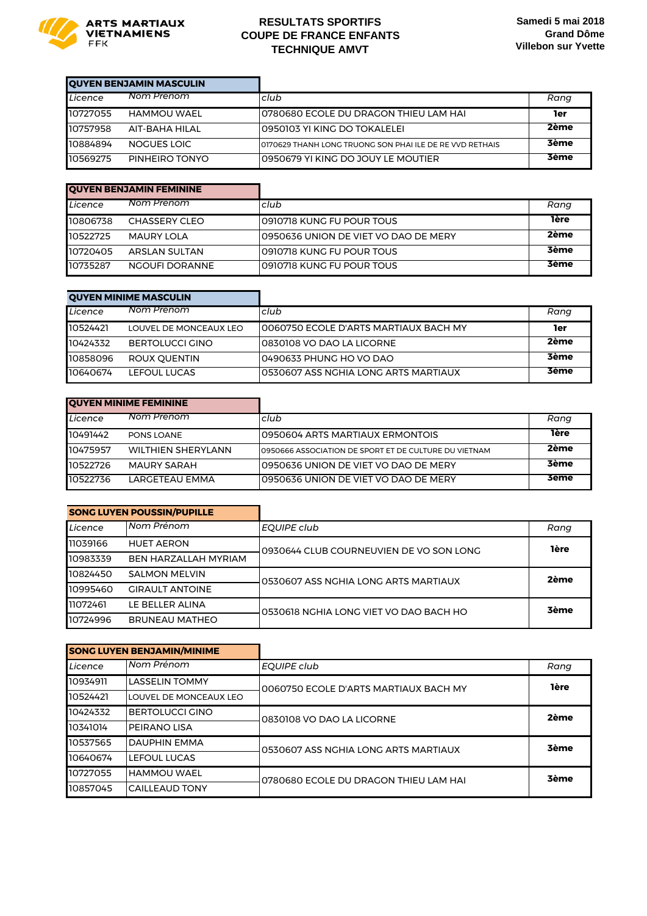**ARTS MARTIAUX VIETNAMIENS FFK**

## RESULTATS SPORTIFS
## COUPE DE FRANCE ENFANTS
## TECHNIQUE AMVT

**Samedi 5 mai 2018**
**Grand Dôme**
**Villebon sur Yvette**

### QUYEN BENJAMIN MASCULIN

| Licence | Nom Prenom | club | Rang |
|---|---|---|---|
| 10727055 | HAMMOU WAEL | 0780680 ECOLE DU DRAGON THIEU LAM HAI | 1er |
| 10757958 | AIT-BAHA HILAL | 0950103 YI KING DO TOKALELEI | 2ème |
| 10884894 | NOGUES LOIC | 0170629 THANH LONG TRUONG SON PHAI ILE DE RE VVD RETHAIS | 3ème |
| 10569275 | PINHEIRO TONYO | 0950679 YI KING DO JOUY LE MOUTIER | 3ème |

### QUYEN BENJAMIN FEMININE

| Licence | Nom Prenom | club | Rang |
|---|---|---|---|
| 10806738 | CHASSERY CLEO | 0910718 KUNG FU POUR TOUS | 1ère |
| 10522725 | MAURY LOLA | 0950636 UNION DE VIET VO DAO DE MERY | 2ème |
| 10720405 | ARSLAN SULTAN | 0910718 KUNG FU POUR TOUS | 3ème |
| 10735287 | NGOUFI DORANNE | 0910718 KUNG FU POUR TOUS | 3ème |

### QUYEN MINIME MASCULIN

| Licence | Nom Prenom | club | Rang |
|---|---|---|---|
| 10524421 | LOUVEL DE MONCEAUX LEO | 0060750 ECOLE D'ARTS MARTIAUX BACH MY | 1er |
| 10424332 | BERTOLUCCI GINO | 0830108 VO DAO LA LICORNE | 2ème |
| 10858096 | ROUX QUENTIN | 0490633 PHUNG HO VO DAO | 3ème |
| 10640674 | LEFOUL LUCAS | 0530607 ASS NGHIA LONG ARTS MARTIAUX | 3ème |

### QUYEN MINIME FEMININE

| Licence | Nom Prenom | club | Rang |
|---|---|---|---|
| 10491442 | PONS LOANE | 0950604 ARTS MARTIAUX ERMONTOIS | 1ère |
| 10475957 | WILTHIEN SHERYLANN | 0950666 ASSOCIATION DE SPORT ET DE CULTURE DU VIETNAM | 2ème |
| 10522726 | MAURY SARAH | 0950636 UNION DE VIET VO DAO DE MERY | 3ème |
| 10522736 | LARGETEAU EMMA | 0950636 UNION DE VIET VO DAO DE MERY | 3ème |

### SONG LUYEN POUSSIN/PUPILLE

| Licence | Nom Prénom | EQUIPE club | Rang |
|---|---|---|---|
| 11039166 | HUET AERON | 0930644 CLUB COURNEUVIEN DE VO SON LONG | 1ère |
| 10983339 | BEN HARZALLAH MYRIAM | | |
| 10824450 | SALMON MELVIN | 0530607 ASS NGHIA LONG ARTS MARTIAUX | 2ème |
| 10995460 | GIRAULT ANTOINE | | |
| 11072461 | LE BELLER ALINA | 0530618 NGHIA LONG VIET VO DAO BACH HO | 3ème |
| 10724996 | BRUNEAU MATHEO | | |

### SONG LUYEN BENJAMIN/MINIME

| Licence | Nom Prénom | EQUIPE club | Rang |
|---|---|---|---|
| 10934911 | LASSELIN TOMMY | 0060750 ECOLE D'ARTS MARTIAUX BACH MY | 1ère |
| 10524421 | LOUVEL DE MONCEAUX LEO | | |
| 10424332 | BERTOLUCCI GINO | 0830108 VO DAO LA LICORNE | 2ème |
| 10341014 | PEIRANO LISA | | |
| 10537565 | DAUPHIN EMMA | 0530607 ASS NGHIA LONG ARTS MARTIAUX | 3ème |
| 10640674 | LEFOUL LUCAS | | |
| 10727055 | HAMMOU WAEL | 0780680 ECOLE DU DRAGON THIEU LAM HAI | 3ème |
| 10857045 | CAILLEAUD TONY | | |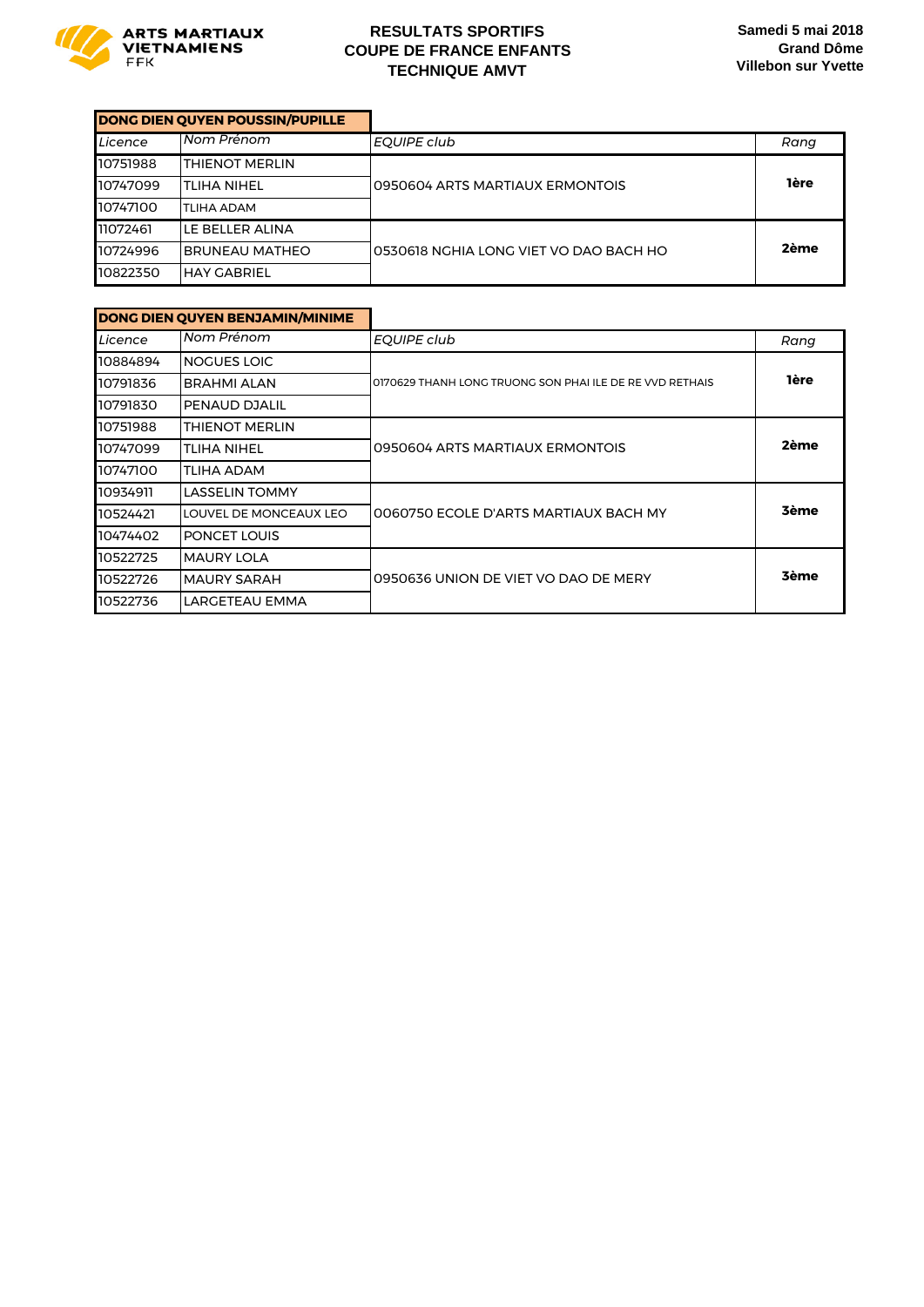ARTS MARTIAUX VIETNAMIENS FFK

**RESULTATS SPORTIFS**
**COUPE DE FRANCE ENFANTS**
**TECHNIQUE AMVT**

**Samedi 5 mai 2018**
**Grand Dôme**
**Villebon sur Yvette**

| DONG DIEN QUYEN POUSSIN/PUPILLE | | | |
|---|---|---|---|
| *Licence* | *Nom Prénom* | *EQUIPE club* | *Rang* |
| 10751988 | THIENOT MERLIN | 0950604 ARTS MARTIAUX ERMONTOIS | **1ère** |
| 10747099 | TLIHA NIHEL | | |
| 10747100 | TLIHA ADAM | | |
| 11072461 | LE BELLER ALINA | 0530618 NGHIA LONG VIET VO DAO BACH HO | **2ème** |
| 10724996 | BRUNEAU MATHEO | | |
| 10822350 | HAY GABRIEL | | |

| DONG DIEN QUYEN BENJAMIN/MINIME | | | |
|---|---|---|---|
| *Licence* | *Nom Prénom* | *EQUIPE club* | *Rang* |
| 10884894 | NOGUES LOIC | 0170629 THANH LONG TRUONG SON PHAI ILE DE RE VVD RETHAIS | **1ère** |
| 10791836 | BRAHMI ALAN | | |
| 10791830 | PENAUD DJALIL | | |
| 10751988 | THIENOT MERLIN | 0950604 ARTS MARTIAUX ERMONTOIS | **2ème** |
| 10747099 | TLIHA NIHEL | | |
| 10747100 | TLIHA ADAM | | |
| 10934911 | LASSELIN TOMMY | 0060750 ECOLE D'ARTS MARTIAUX BACH MY | **3ème** |
| 10524421 | LOUVEL DE MONCEAUX LEO | | |
| 10474402 | PONCET LOUIS | | |
| 10522725 | MAURY LOLA | 0950636 UNION DE VIET VO DAO DE MERY | **3ème** |
| 10522726 | MAURY SARAH | | |
| 10522736 | LARGETEAU EMMA | | |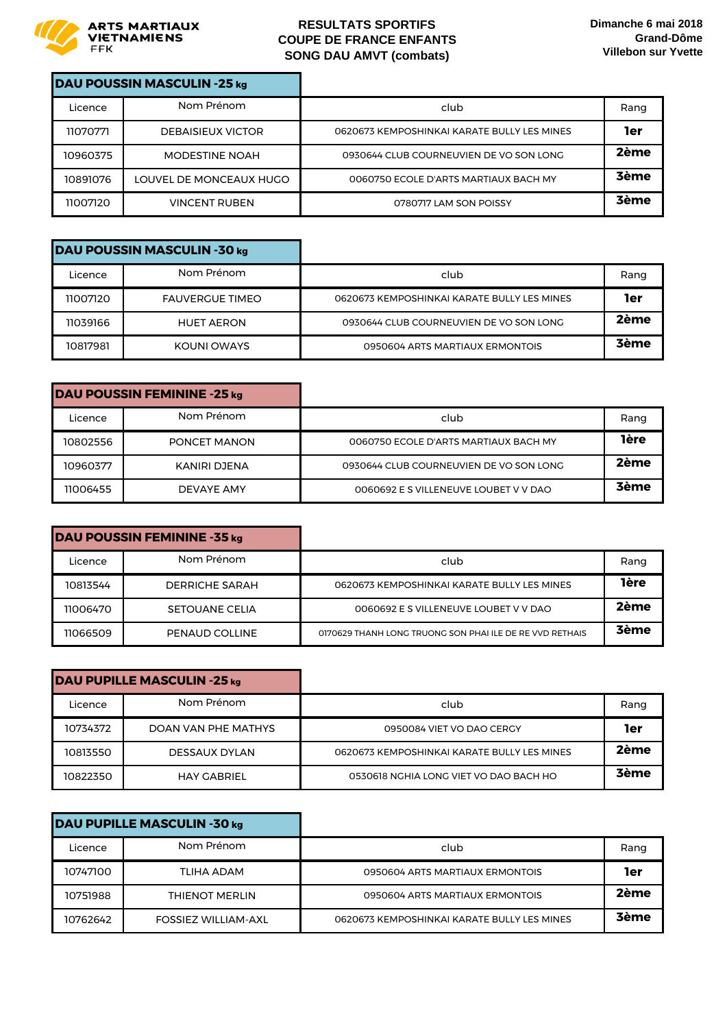ARTS MARTIAUX VIETNAMIENS
FFK

**RESULTATS SPORTIFS**
**COUPE DE FRANCE ENFANTS**
**SONG DAU AMVT (combats)**

**Dimanche 6 mai 2018**
**Grand-Dôme**
**Villebon sur Yvette**

### DAU POUSSIN MASCULIN -25 kg

| Licence | Nom Prénom | club | Rang |
|---|---|---|---|
| 11070771 | DEBAISIEUX VICTOR | 0620673 KEMPOSHINKAI KARATE BULLY LES MINES | **1er** |
| 10960375 | MODESTINE NOAH | 0930644 CLUB COURNEUVIEN DE VO SON LONG | **2ème** |
| 10891076 | LOUVEL DE MONCEAUX HUGO | 0060750 ECOLE D'ARTS MARTIAUX BACH MY | **3ème** |
| 11007120 | VINCENT RUBEN | 0780717 LAM SON POISSY | **3ème** |

### DAU POUSSIN MASCULIN -30 kg

| Licence | Nom Prénom | club | Rang |
|---|---|---|---|
| 11007120 | FAUVERGUE TIMEO | 0620673 KEMPOSHINKAI KARATE BULLY LES MINES | **1er** |
| 11039166 | HUET AERON | 0930644 CLUB COURNEUVIEN DE VO SON LONG | **2ème** |
| 10817981 | KOUNI OWAYS | 0950604 ARTS MARTIAUX ERMONTOIS | **3ème** |

### DAU POUSSIN FEMININE -25 kg

| Licence | Nom Prénom | club | Rang |
|---|---|---|---|
| 10802556 | PONCET MANON | 0060750 ECOLE D'ARTS MARTIAUX BACH MY | **1ère** |
| 10960377 | KANIRI DJENA | 0930644 CLUB COURNEUVIEN DE VO SON LONG | **2ème** |
| 11006455 | DEVAYE AMY | 0060692 E S VILLENEUVE LOUBET V V DAO | **3ème** |

### DAU POUSSIN FEMININE -35 kg

| Licence | Nom Prénom | club | Rang |
|---|---|---|---|
| 10813544 | DERRICHE SARAH | 0620673 KEMPOSHINKAI KARATE BULLY LES MINES | **1ère** |
| 11006470 | SETOUANE CELIA | 0060692 E S VILLENEUVE LOUBET V V DAO | **2ème** |
| 11066509 | PENAUD COLLINE | 0170629 THANH LONG TRUONG SON PHAI ILE DE RE VVD RETHAIS | **3ème** |

### DAU PUPILLE MASCULIN -25 kg

| Licence | Nom Prénom | club | Rang |
|---|---|---|---|
| 10734372 | DOAN VAN PHE MATHYS | 0950084 VIET VO DAO CERGY | **1er** |
| 10813550 | DESSAUX DYLAN | 0620673 KEMPOSHINKAI KARATE BULLY LES MINES | **2ème** |
| 10822350 | HAY GABRIEL | 0530618 NGHIA LONG VIET VO DAO BACH HO | **3ème** |

### DAU PUPILLE MASCULIN -30 kg

| Licence | Nom Prénom | club | Rang |
|---|---|---|---|
| 10747100 | TLIHA ADAM | 0950604 ARTS MARTIAUX ERMONTOIS | **1er** |
| 10751988 | THIENOT MERLIN | 0950604 ARTS MARTIAUX ERMONTOIS | **2ème** |
| 10762642 | FOSSIEZ WILLIAM-AXL | 0620673 KEMPOSHINKAI KARATE BULLY LES MINES | **3ème** |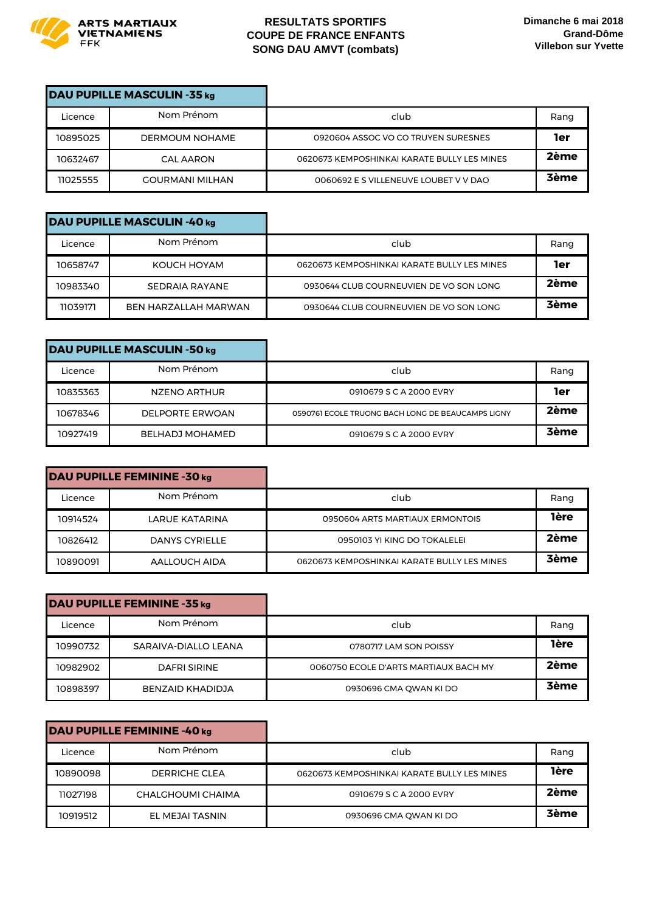ARTS MARTIAUX VIETNAMIENS
FFK

**RESULTATS SPORTIFS**
**COUPE DE FRANCE ENFANTS**
**SONG DAU AMVT (combats)**

**Dimanche 6 mai 2018**
**Grand-Dôme**
**Villebon sur Yvette**

## DAU PUPILLE MASCULIN -35 kg

| Licence | Nom Prénom | club | Rang |
|---|---|---|---|
| 10895025 | DERMOUM NOHAME | 0920604 ASSOC VO CO TRUYEN SURESNES | **1er** |
| 10632467 | CAL AARON | 0620673 KEMPOSHINKAI KARATE BULLY LES MINES | **2ème** |
| 11025555 | GOURMANI MILHAN | 0060692 E S VILLENEUVE LOUBET V V DAO | **3ème** |

## DAU PUPILLE MASCULIN -40 kg

| Licence | Nom Prénom | club | Rang |
|---|---|---|---|
| 10658747 | KOUCH HOYAM | 0620673 KEMPOSHINKAI KARATE BULLY LES MINES | **1er** |
| 10983340 | SEDRAIA RAYANE | 0930644 CLUB COURNEUVIEN DE VO SON LONG | **2ème** |
| 11039171 | BEN HARZALLAH MARWAN | 0930644 CLUB COURNEUVIEN DE VO SON LONG | **3ème** |

## DAU PUPILLE MASCULIN -50 kg

| Licence | Nom Prénom | club | Rang |
|---|---|---|---|
| 10835363 | NZENO ARTHUR | 0910679 S C A 2000 EVRY | **1er** |
| 10678346 | DELPORTE ERWOAN | 0590761 ECOLE TRUONG BACH LONG DE BEAUCAMPS LIGNY | **2ème** |
| 10927419 | BELHADJ MOHAMED | 0910679 S C A 2000 EVRY | **3ème** |

## DAU PUPILLE FEMININE -30 kg

| Licence | Nom Prénom | club | Rang |
|---|---|---|---|
| 10914524 | LARUE KATARINA | 0950604 ARTS MARTIAUX ERMONTOIS | **1ère** |
| 10826412 | DANYS CYRIELLE | 0950103 YI KING DO TOKALELEI | **2ème** |
| 10890091 | AALLOUCH AIDA | 0620673 KEMPOSHINKAI KARATE BULLY LES MINES | **3ème** |

## DAU PUPILLE FEMININE -35 kg

| Licence | Nom Prénom | club | Rang |
|---|---|---|---|
| 10990732 | SARAIVA-DIALLO LEANA | 0780717 LAM SON POISSY | **1ère** |
| 10982902 | DAFRI SIRINE | 0060750 ECOLE D'ARTS MARTIAUX BACH MY | **2ème** |
| 10898397 | BENZAID KHADIDJA | 0930696 CMA QWAN KI DO | **3ème** |

## DAU PUPILLE FEMININE -40 kg

| Licence | Nom Prénom | club | Rang |
|---|---|---|---|
| 10890098 | DERRICHE CLEA | 0620673 KEMPOSHINKAI KARATE BULLY LES MINES | **1ère** |
| 11027198 | CHALGHOUMI CHAIMA | 0910679 S C A 2000 EVRY | **2ème** |
| 10919512 | EL MEJAI TASNIN | 0930696 CMA QWAN KI DO | **3ème** |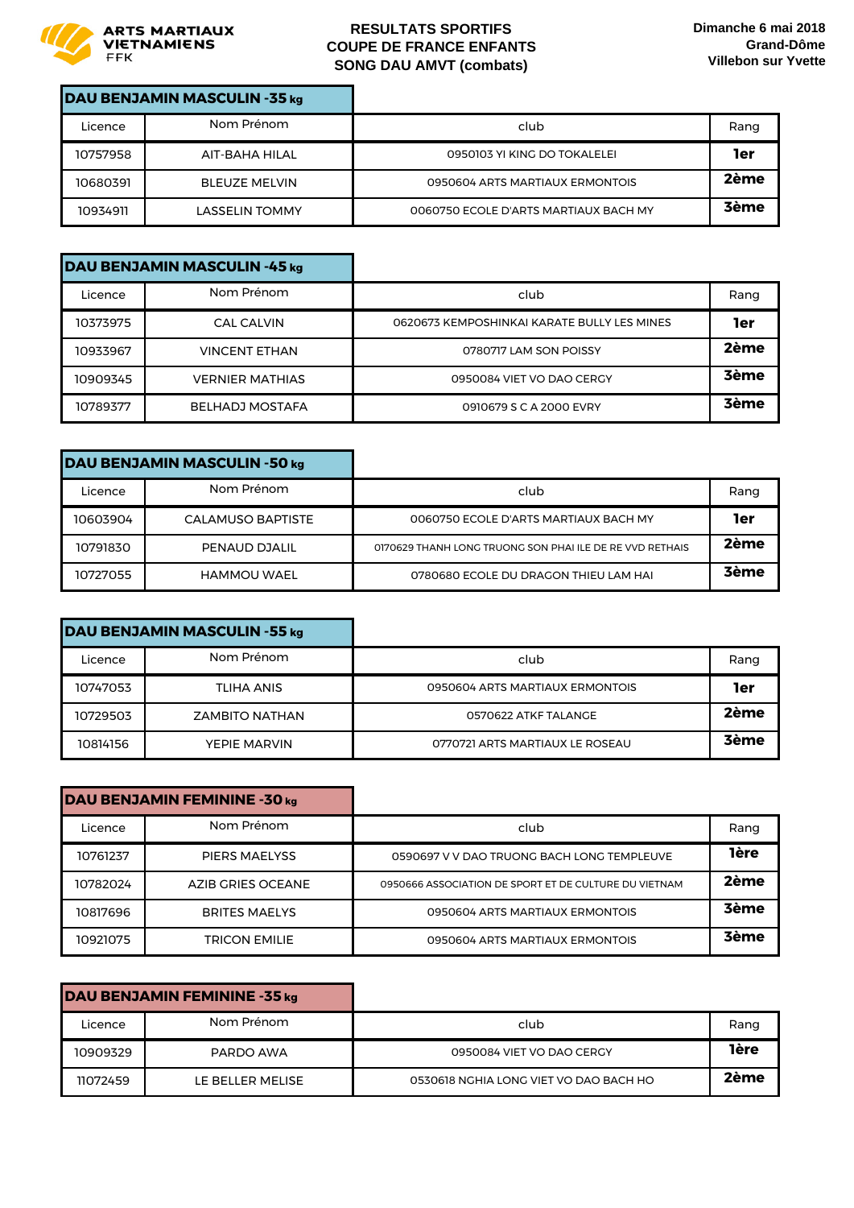ARTS MARTIAUX VIETNAMIENS
FFK

**RESULTATS SPORTIFS**
**COUPE DE FRANCE ENFANTS**
**SONG DAU AMVT (combats)**

**Dimanche 6 mai 2018**
**Grand-Dôme**
**Villebon sur Yvette**

### DAU BENJAMIN MASCULIN -35 kg

| Licence | Nom Prénom | club | Rang |
|---|---|---|---|
| 10757958 | AIT-BAHA HILAL | 0950103 YI KING DO TOKALELEI | **1er** |
| 10680391 | BLEUZE MELVIN | 0950604 ARTS MARTIAUX ERMONTOIS | **2ème** |
| 10934911 | LASSELIN TOMMY | 0060750 ECOLE D'ARTS MARTIAUX BACH MY | **3ème** |

### DAU BENJAMIN MASCULIN -45 kg

| Licence | Nom Prénom | club | Rang |
|---|---|---|---|
| 10373975 | CAL CALVIN | 0620673 KEMPOSHINKAI KARATE BULLY LES MINES | **1er** |
| 10933967 | VINCENT ETHAN | 0780717 LAM SON POISSY | **2ème** |
| 10909345 | VERNIER MATHIAS | 0950084 VIET VO DAO CERGY | **3ème** |
| 10789377 | BELHADJ MOSTAFA | 0910679 S C A 2000 EVRY | **3ème** |

### DAU BENJAMIN MASCULIN -50 kg

| Licence | Nom Prénom | club | Rang |
|---|---|---|---|
| 10603904 | CALAMUSO BAPTISTE | 0060750 ECOLE D'ARTS MARTIAUX BACH MY | **1er** |
| 10791830 | PENAUD DJALIL | 0170629 THANH LONG TRUONG SON PHAI ILE DE RE VVD RETHAIS | **2ème** |
| 10727055 | HAMMOU WAEL | 0780680 ECOLE DU DRAGON THIEU LAM HAI | **3ème** |

### DAU BENJAMIN MASCULIN -55 kg

| Licence | Nom Prénom | club | Rang |
|---|---|---|---|
| 10747053 | TLIHA ANIS | 0950604 ARTS MARTIAUX ERMONTOIS | **1er** |
| 10729503 | ZAMBITO NATHAN | 0570622 ATKF TALANGE | **2ème** |
| 10814156 | YEPIE MARVIN | 0770721 ARTS MARTIAUX LE ROSEAU | **3ème** |

### DAU BENJAMIN FEMININE -30 kg

| Licence | Nom Prénom | club | Rang |
|---|---|---|---|
| 10761237 | PIERS MAELYSS | 0590697 V V DAO TRUONG BACH LONG TEMPLEUVE | **1ère** |
| 10782024 | AZIB GRIES OCEANE | 0950666 ASSOCIATION DE SPORT ET DE CULTURE DU VIETNAM | **2ème** |
| 10817696 | BRITES MAELYS | 0950604 ARTS MARTIAUX ERMONTOIS | **3ème** |
| 10921075 | TRICON EMILIE | 0950604 ARTS MARTIAUX ERMONTOIS | **3ème** |

### DAU BENJAMIN FEMININE -35 kg

| Licence | Nom Prénom | club | Rang |
|---|---|---|---|
| 10909329 | PARDO AWA | 0950084 VIET VO DAO CERGY | **1ère** |
| 11072459 | LE BELLER MELISE | 0530618 NGHIA LONG VIET VO DAO BACH HO | **2ème** |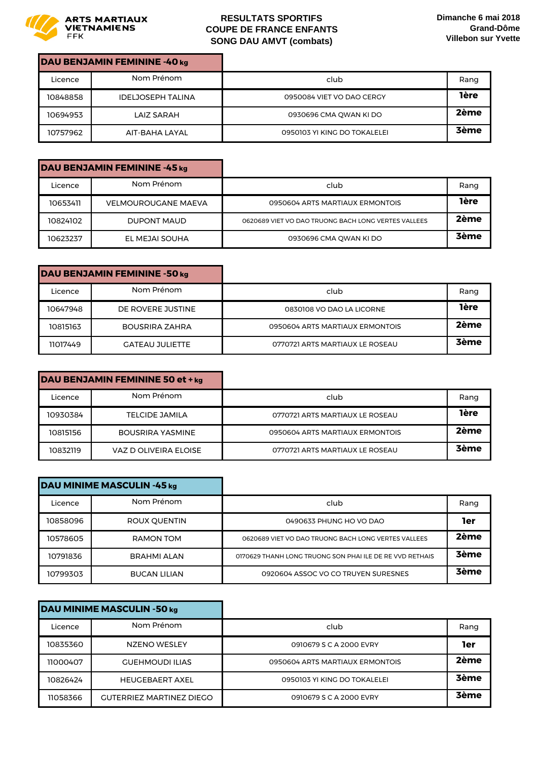**ARTS MARTIAUX VIETNAMIENS**
FFK

**RESULTATS SPORTIFS**
**COUPE DE FRANCE ENFANTS**
**SONG DAU AMVT (combats)**

**Dimanche 6 mai 2018**
**Grand-Dôme**
**Villebon sur Yvette**

### DAU BENJAMIN FEMININE -40 kg

| Licence | Nom Prénom | club | Rang |
|---|---|---|---|
| 10848858 | IDELJOSEPH TALINA | 0950084 VIET VO DAO CERGY | **1ère** |
| 10694953 | LAIZ SARAH | 0930696 CMA QWAN KI DO | **2ème** |
| 10757962 | AIT-BAHA LAYAL | 0950103 YI KING DO TOKALELEI | **3ème** |

### DAU BENJAMIN FEMININE -45 kg

| Licence | Nom Prénom | club | Rang |
|---|---|---|---|
| 10653411 | VELMOUROUGANE MAEVA | 0950604 ARTS MARTIAUX ERMONTOIS | **1ère** |
| 10824102 | DUPONT MAUD | 0620689 VIET VO DAO TRUONG BACH LONG VERTES VALLEES | **2ème** |
| 10623237 | EL MEJAI SOUHA | 0930696 CMA QWAN KI DO | **3ème** |

### DAU BENJAMIN FEMININE -50 kg

| Licence | Nom Prénom | club | Rang |
|---|---|---|---|
| 10647948 | DE ROVERE JUSTINE | 0830108 VO DAO LA LICORNE | **1ère** |
| 10815163 | BOUSRIRA ZAHRA | 0950604 ARTS MARTIAUX ERMONTOIS | **2ème** |
| 11017449 | GATEAU JULIETTE | 0770721 ARTS MARTIAUX LE ROSEAU | **3ème** |

### DAU BENJAMIN FEMININE 50 et + kg

| Licence | Nom Prénom | club | Rang |
|---|---|---|---|
| 10930384 | TELCIDE JAMILA | 0770721 ARTS MARTIAUX LE ROSEAU | **1ère** |
| 10815156 | BOUSRIRA YASMINE | 0950604 ARTS MARTIAUX ERMONTOIS | **2ème** |
| 10832119 | VAZ D OLIVEIRA ELOISE | 0770721 ARTS MARTIAUX LE ROSEAU | **3ème** |

### DAU MINIME MASCULIN -45 kg

| Licence | Nom Prénom | club | Rang |
|---|---|---|---|
| 10858096 | ROUX QUENTIN | 0490633 PHUNG HO VO DAO | **1er** |
| 10578605 | RAMON TOM | 0620689 VIET VO DAO TRUONG BACH LONG VERTES VALLEES | **2ème** |
| 10791836 | BRAHMI ALAN | 0170629 THANH LONG TRUONG SON PHAI ILE DE RE VVD RETHAIS | **3ème** |
| 10799303 | BUCAN LILIAN | 0920604 ASSOC VO CO TRUYEN SURESNES | **3ème** |

### DAU MINIME MASCULIN -50 kg

| Licence | Nom Prénom | club | Rang |
|---|---|---|---|
| 10835360 | NZENO WESLEY | 0910679 S C A 2000 EVRY | **1er** |
| 11000407 | GUEHMOUDI ILIAS | 0950604 ARTS MARTIAUX ERMONTOIS | **2ème** |
| 10826424 | HEUGEBAERT AXEL | 0950103 YI KING DO TOKALELEI | **3ème** |
| 11058366 | GUTERRIEZ MARTINEZ DIEGO | 0910679 S C A 2000 EVRY | **3ème** |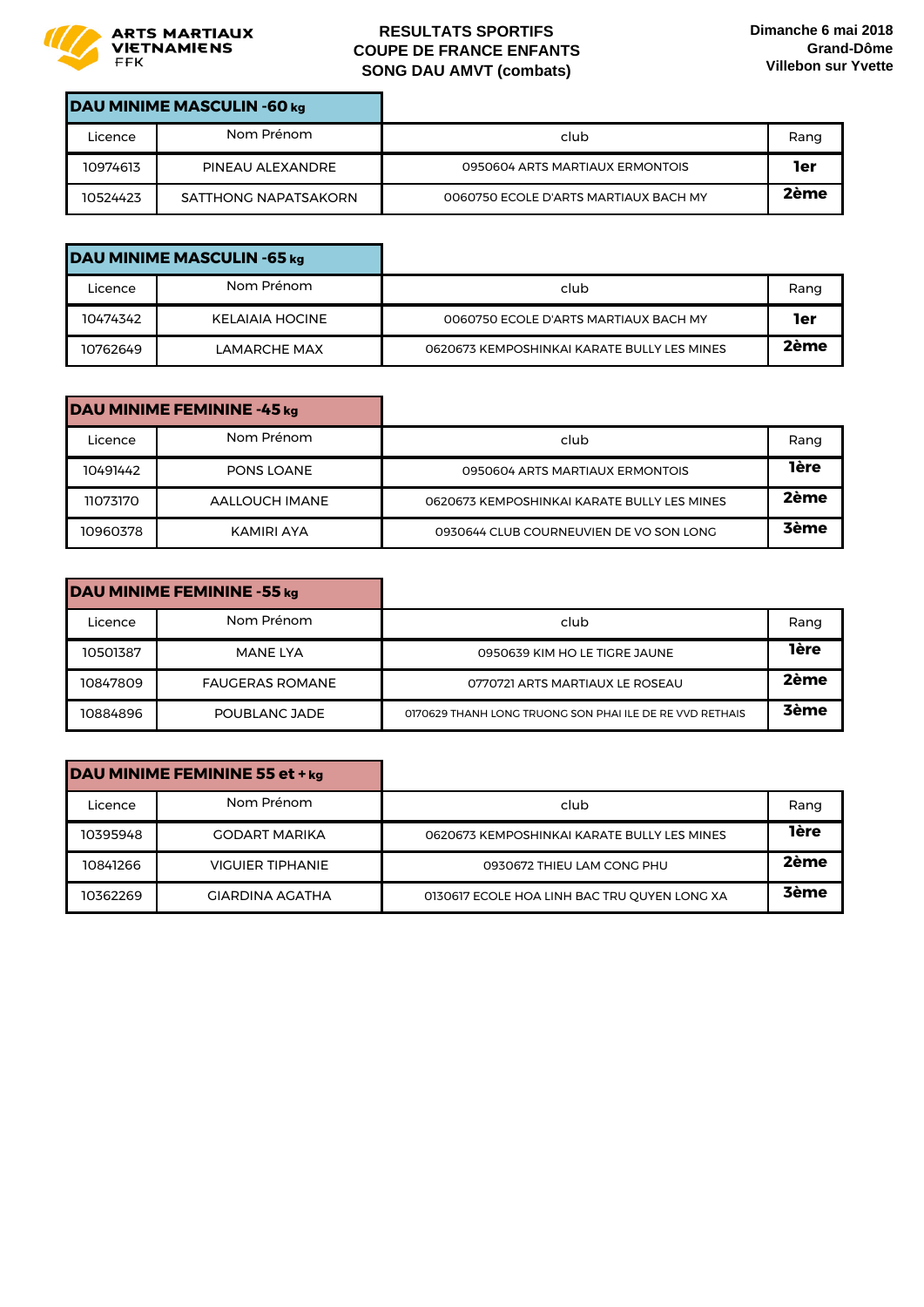**ARTS MARTIAUX VIETNAMIENS**
FFK

**RESULTATS SPORTIFS**
**COUPE DE FRANCE ENFANTS**
**SONG DAU AMVT (combats)**

**Dimanche 6 mai 2018**
**Grand-Dôme**
**Villebon sur Yvette**

## DAU MINIME MASCULIN -60 kg

| Licence | Nom Prénom | club | Rang |
|---|---|---|---|
| 10974613 | PINEAU ALEXANDRE | 0950604 ARTS MARTIAUX ERMONTOIS | **1er** |
| 10524423 | SATTHONG NAPATSAKORN | 0060750 ECOLE D'ARTS MARTIAUX BACH MY | **2ème** |

## DAU MINIME MASCULIN -65 kg

| Licence | Nom Prénom | club | Rang |
|---|---|---|---|
| 10474342 | KELAIAIA HOCINE | 0060750 ECOLE D'ARTS MARTIAUX BACH MY | **1er** |
| 10762649 | LAMARCHE MAX | 0620673 KEMPOSHINKAI KARATE BULLY LES MINES | **2ème** |

## DAU MINIME FEMININE -45 kg

| Licence | Nom Prénom | club | Rang |
|---|---|---|---|
| 10491442 | PONS LOANE | 0950604 ARTS MARTIAUX ERMONTOIS | **1ère** |
| 11073170 | AALLOUCH IMANE | 0620673 KEMPOSHINKAI KARATE BULLY LES MINES | **2ème** |
| 10960378 | KAMIRI AYA | 0930644 CLUB COURNEUVIEN DE VO SON LONG | **3ème** |

## DAU MINIME FEMININE -55 kg

| Licence | Nom Prénom | club | Rang |
|---|---|---|---|
| 10501387 | MANE LYA | 0950639 KIM HO LE TIGRE JAUNE | **1ère** |
| 10847809 | FAUGERAS ROMANE | 0770721 ARTS MARTIAUX LE ROSEAU | **2ème** |
| 10884896 | POUBLANC JADE | 0170629 THANH LONG TRUONG SON PHAI ILE DE RE VVD RETHAIS | **3ème** |

## DAU MINIME FEMININE 55 et + kg

| Licence | Nom Prénom | club | Rang |
|---|---|---|---|
| 10395948 | GODART MARIKA | 0620673 KEMPOSHINKAI KARATE BULLY LES MINES | **1ère** |
| 10841266 | VIGUIER TIPHANIE | 0930672 THIEU LAM CONG PHU | **2ème** |
| 10362269 | GIARDINA AGATHA | 0130617 ECOLE HOA LINH BAC TRU QUYEN LONG XA | **3ème** |